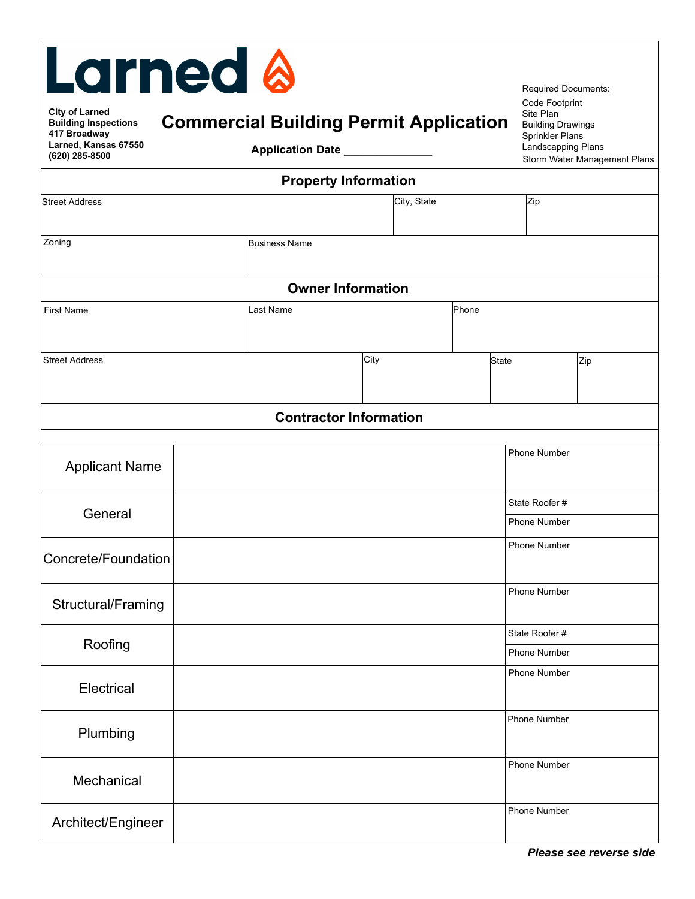# Larned

**City of Larned**
**Building Inspections**
**417 Broadway**
**Larned, Kansas 67550**
**(620) 285-8500**

## Commercial Building Permit Application

**Application Date** ______________

Required Documents:
- Code Footprint
- Site Plan
- Building Drawings
- Sprinkler Plans
- Landscapping Plans
- Storm Water Management Plans

## Property Information

| Street Address | City, State | Zip |
|---|---|---|
| | | |

| Zoning | Business Name |
|---|---|
| | |

## Owner Information

| First Name | Last Name | Phone |
|---|---|---|
| | | |

| Street Address | City | State | Zip |
|---|---|---|---|
| | | | |

## Contractor Information

| | | |
|---|---|---|
| Applicant Name | | Phone Number |
| General | | State Roofer # <br> Phone Number |
| Concrete/Foundation | | Phone Number |
| Structural/Framing | | Phone Number |
| Roofing | | State Roofer # <br> Phone Number |
| Electrical | | Phone Number |
| Plumbing | | Phone Number |
| Mechanical | | Phone Number |
| Architect/Engineer | | Phone Number |

***Please see reverse side***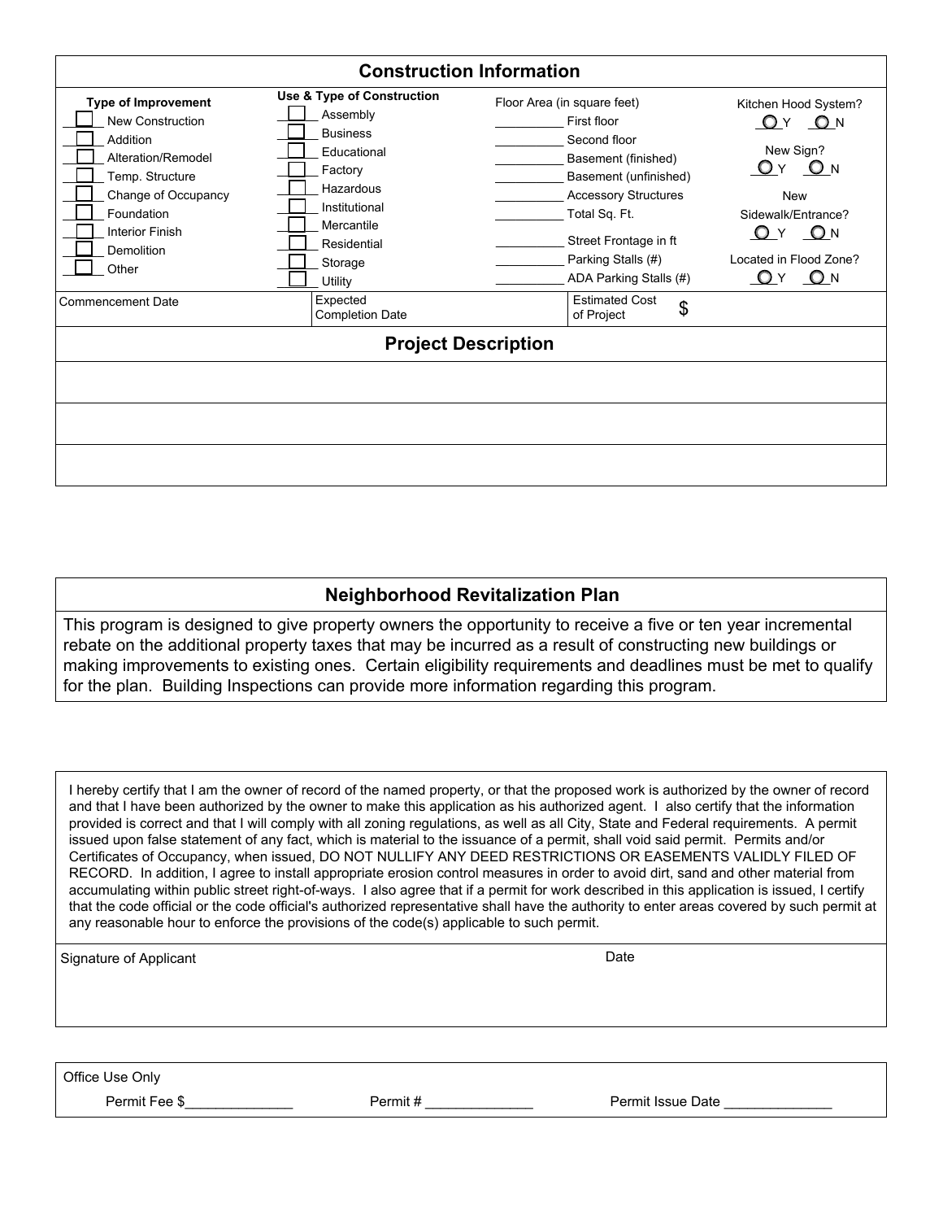## Construction Information

**Type of Improvement**

- ☐ New Construction
- ☐ Addition
- ☐ Alteration/Remodel
- ☐ Temp. Structure
- ☐ Change of Occupancy
- ☐ Foundation
- ☐ Interior Finish
- ☐ Demolition
- ☐ Other

**Use & Type of Construction**

- ☐ Assembly
- ☐ Business
- ☐ Educational
- ☐ Factory
- ☐ Hazardous
- ☐ Institutional
- ☐ Mercantile
- ☐ Residential
- ☐ Storage
- ☐ Utility

Floor Area (in square feet)

- __________ First floor
- __________ Second floor
- __________ Basement (finished)
- __________ Basement (unfinished)
- __________ Accessory Structures
- __________ Total Sq. Ft.
- __________ Street Frontage in ft
- __________ Parking Stalls (#)
- __________ ADA Parking Stalls (#)

Kitchen Hood System? ○ Y ○ N

New Sign? ○ Y ○ N

New Sidewalk/Entrance? ○ Y ○ N

Located in Flood Zone? ○ Y ○ N

| Commencement Date | Expected Completion Date | Estimated Cost of Project $ |
|---|---|---|
| | | |

## Project Description

| |
|---|
| |
| |
| |

## Neighborhood Revitalization Plan

This program is designed to give property owners the opportunity to receive a five or ten year incremental rebate on the additional property taxes that may be incurred as a result of constructing new buildings or making improvements to existing ones. Certain eligibility requirements and deadlines must be met to qualify for the plan. Building Inspections can provide more information regarding this program.

I hereby certify that I am the owner of record of the named property, or that the proposed work is authorized by the owner of record and that I have been authorized by the owner to make this application as his authorized agent. I also certify that the information provided is correct and that I will comply with all zoning regulations, as well as all City, State and Federal requirements. A permit issued upon false statement of any fact, which is material to the issuance of a permit, shall void said permit. Permits and/or Certificates of Occupancy, when issued, DO NOT NULLIFY ANY DEED RESTRICTIONS OR EASEMENTS VALIDLY FILED OF RECORD. In addition, I agree to install appropriate erosion control measures in order to avoid dirt, sand and other material from accumulating within public street right-of-ways. I also agree that if a permit for work described in this application is issued, I certify that the code official or the code official's authorized representative shall have the authority to enter areas covered by such permit at any reasonable hour to enforce the provisions of the code(s) applicable to such permit.

| Signature of Applicant | Date |
|---|---|
| | |

Office Use Only

Permit Fee $______________ Permit # ______________ Permit Issue Date ______________